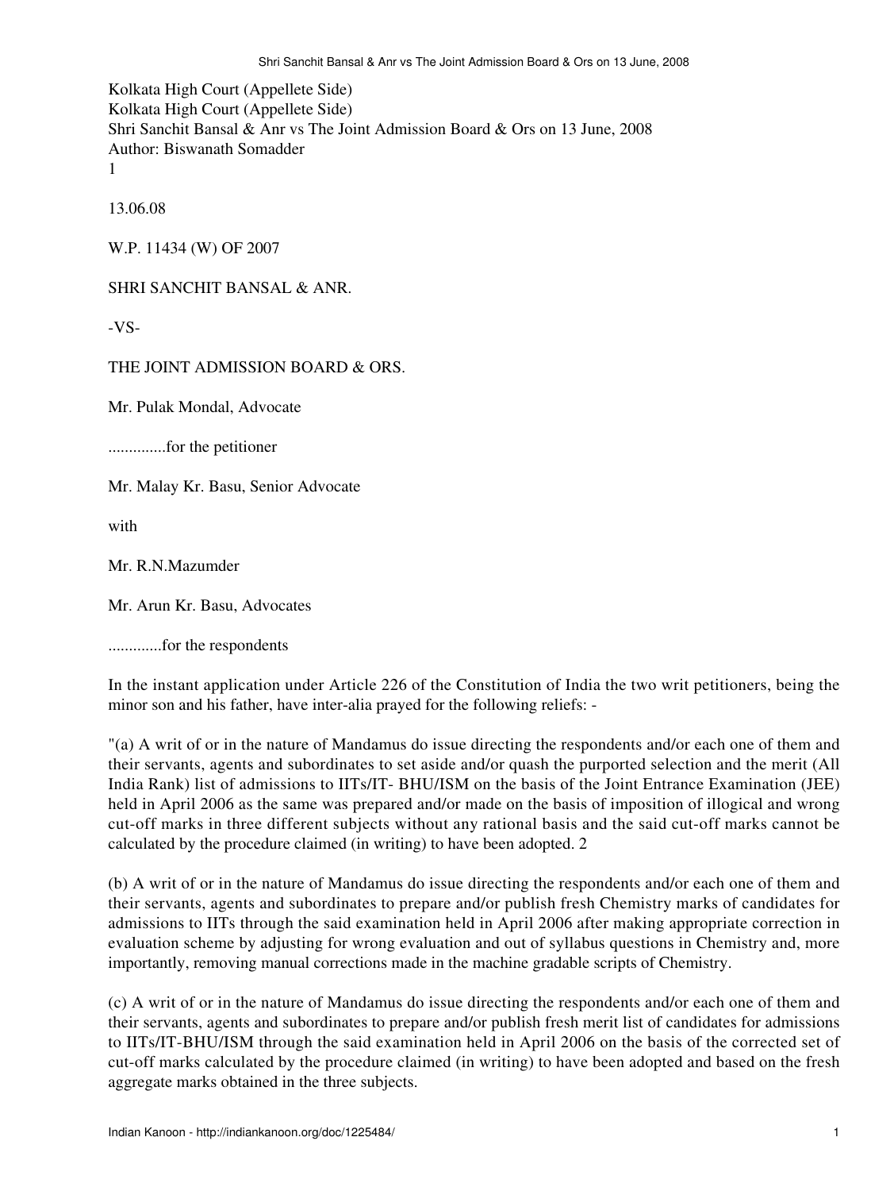Kolkata High Court (Appellete Side)
Kolkata High Court (Appellete Side)
Shri Sanchit Bansal & Anr vs The Joint Admission Board & Ors on 13 June, 2008
Author: Biswanath Somadder
1

13.06.08

W.P. 11434 (W) OF 2007

SHRI SANCHIT BANSAL & ANR.

-VS-

THE JOINT ADMISSION BOARD & ORS.

Mr. Pulak Mondal, Advocate

..............for the petitioner

Mr. Malay Kr. Basu, Senior Advocate

with

Mr. R.N.Mazumder

Mr. Arun Kr. Basu, Advocates

.............for the respondents

In the instant application under Article 226 of the Constitution of India the two writ petitioners, being the minor son and his father, have inter-alia prayed for the following reliefs: -

"(a) A writ of or in the nature of Mandamus do issue directing the respondents and/or each one of them and their servants, agents and subordinates to set aside and/or quash the purported selection and the merit (All India Rank) list of admissions to IITs/IT- BHU/ISM on the basis of the Joint Entrance Examination (JEE) held in April 2006 as the same was prepared and/or made on the basis of imposition of illogical and wrong cut-off marks in three different subjects without any rational basis and the said cut-off marks cannot be calculated by the procedure claimed (in writing) to have been adopted. 2

(b) A writ of or in the nature of Mandamus do issue directing the respondents and/or each one of them and their servants, agents and subordinates to prepare and/or publish fresh Chemistry marks of candidates for admissions to IITs through the said examination held in April 2006 after making appropriate correction in evaluation scheme by adjusting for wrong evaluation and out of syllabus questions in Chemistry and, more importantly, removing manual corrections made in the machine gradable scripts of Chemistry.

(c) A writ of or in the nature of Mandamus do issue directing the respondents and/or each one of them and their servants, agents and subordinates to prepare and/or publish fresh merit list of candidates for admissions to IITs/IT-BHU/ISM through the said examination held in April 2006 on the basis of the corrected set of cut-off marks calculated by the procedure claimed (in writing) to have been adopted and based on the fresh aggregate marks obtained in the three subjects.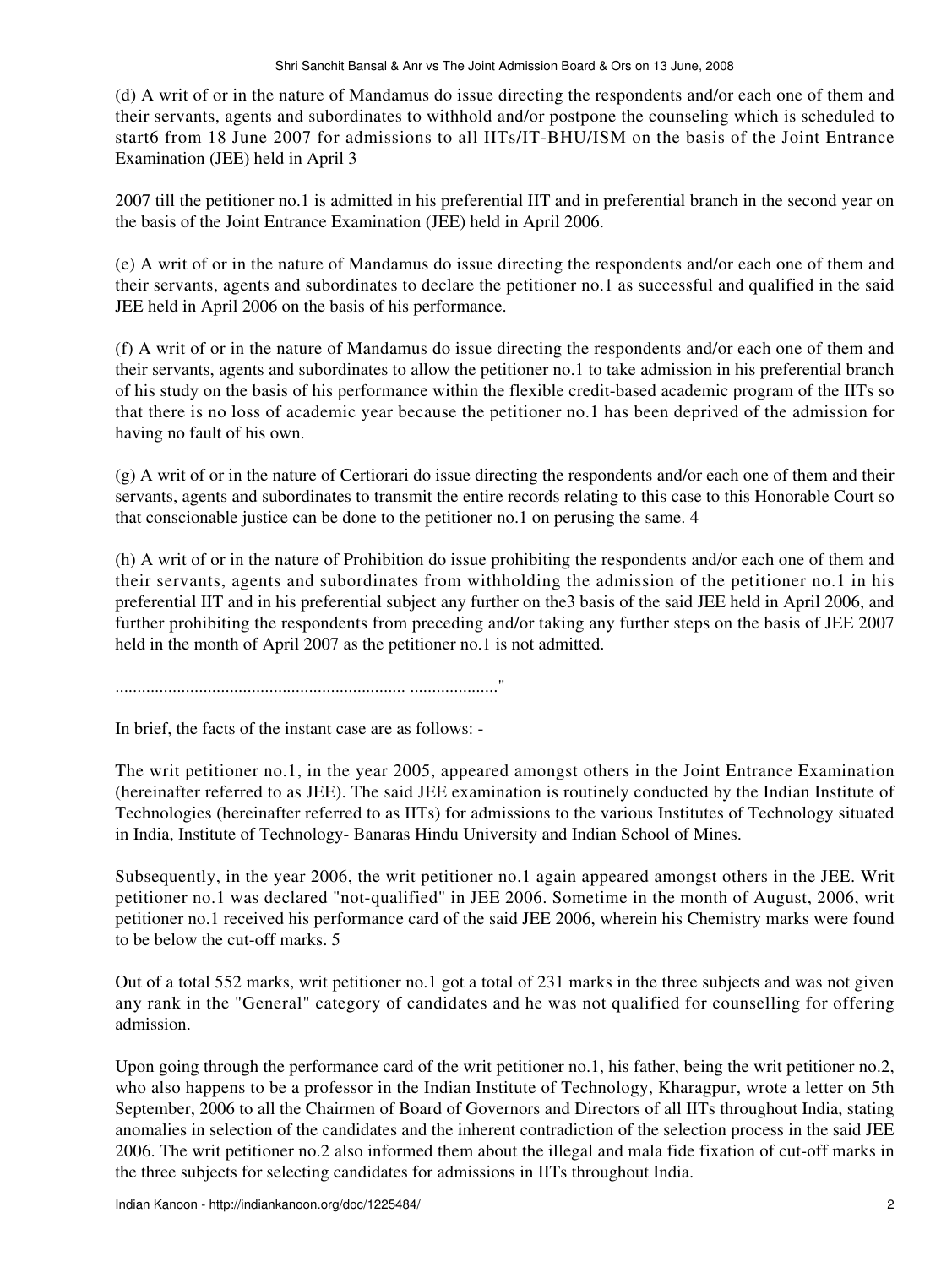(d) A writ of or in the nature of Mandamus do issue directing the respondents and/or each one of them and their servants, agents and subordinates to withhold and/or postpone the counseling which is scheduled to start6 from 18 June 2007 for admissions to all IITs/IT-BHU/ISM on the basis of the Joint Entrance Examination (JEE) held in April 3

2007 till the petitioner no.1 is admitted in his preferential IIT and in preferential branch in the second year on the basis of the Joint Entrance Examination (JEE) held in April 2006.

(e) A writ of or in the nature of Mandamus do issue directing the respondents and/or each one of them and their servants, agents and subordinates to declare the petitioner no.1 as successful and qualified in the said JEE held in April 2006 on the basis of his performance.

(f) A writ of or in the nature of Mandamus do issue directing the respondents and/or each one of them and their servants, agents and subordinates to allow the petitioner no.1 to take admission in his preferential branch of his study on the basis of his performance within the flexible credit-based academic program of the IITs so that there is no loss of academic year because the petitioner no.1 has been deprived of the admission for having no fault of his own.

(g) A writ of or in the nature of Certiorari do issue directing the respondents and/or each one of them and their servants, agents and subordinates to transmit the entire records relating to this case to this Honorable Court so that conscionable justice can be done to the petitioner no.1 on perusing the same. 4

(h) A writ of or in the nature of Prohibition do issue prohibiting the respondents and/or each one of them and their servants, agents and subordinates from withholding the admission of the petitioner no.1 in his preferential IIT and in his preferential subject any further on the3 basis of the said JEE held in April 2006, and further prohibiting the respondents from preceding and/or taking any further steps on the basis of JEE 2007 held in the month of April 2007 as the petitioner no.1 is not admitted.

................................................................... ...................."

In brief, the facts of the instant case are as follows: -

The writ petitioner no.1, in the year 2005, appeared amongst others in the Joint Entrance Examination (hereinafter referred to as JEE). The said JEE examination is routinely conducted by the Indian Institute of Technologies (hereinafter referred to as IITs) for admissions to the various Institutes of Technology situated in India, Institute of Technology- Banaras Hindu University and Indian School of Mines.

Subsequently, in the year 2006, the writ petitioner no.1 again appeared amongst others in the JEE. Writ petitioner no.1 was declared "not-qualified" in JEE 2006. Sometime in the month of August, 2006, writ petitioner no.1 received his performance card of the said JEE 2006, wherein his Chemistry marks were found to be below the cut-off marks. 5

Out of a total 552 marks, writ petitioner no.1 got a total of 231 marks in the three subjects and was not given any rank in the "General" category of candidates and he was not qualified for counselling for offering admission.

Upon going through the performance card of the writ petitioner no.1, his father, being the writ petitioner no.2, who also happens to be a professor in the Indian Institute of Technology, Kharagpur, wrote a letter on 5th September, 2006 to all the Chairmen of Board of Governors and Directors of all IITs throughout India, stating anomalies in selection of the candidates and the inherent contradiction of the selection process in the said JEE 2006. The writ petitioner no.2 also informed them about the illegal and mala fide fixation of cut-off marks in the three subjects for selecting candidates for admissions in IITs throughout India.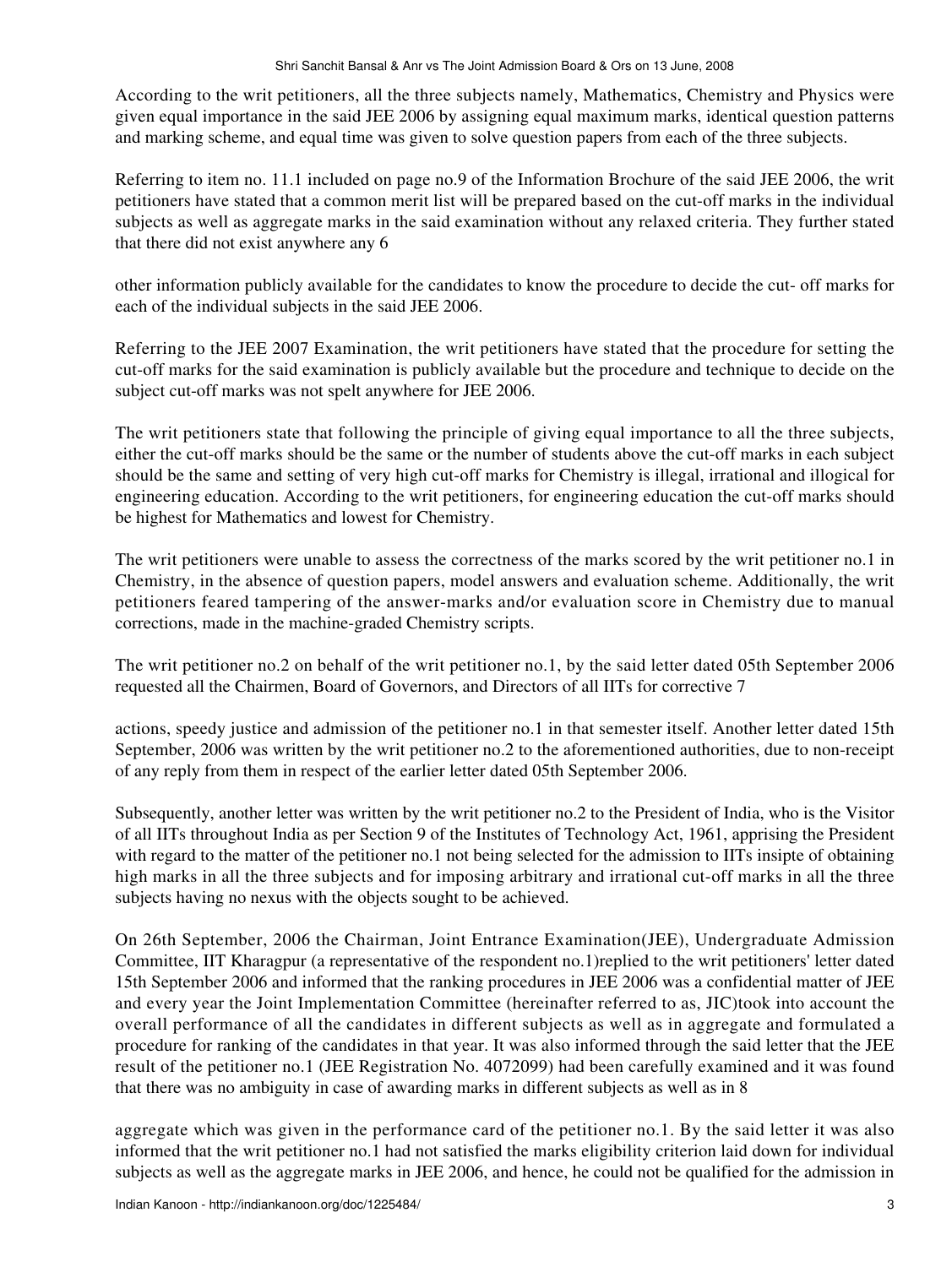According to the writ petitioners, all the three subjects namely, Mathematics, Chemistry and Physics were given equal importance in the said JEE 2006 by assigning equal maximum marks, identical question patterns and marking scheme, and equal time was given to solve question papers from each of the three subjects.

Referring to item no. 11.1 included on page no.9 of the Information Brochure of the said JEE 2006, the writ petitioners have stated that a common merit list will be prepared based on the cut-off marks in the individual subjects as well as aggregate marks in the said examination without any relaxed criteria. They further stated that there did not exist anywhere any 6

other information publicly available for the candidates to know the procedure to decide the cut- off marks for each of the individual subjects in the said JEE 2006.

Referring to the JEE 2007 Examination, the writ petitioners have stated that the procedure for setting the cut-off marks for the said examination is publicly available but the procedure and technique to decide on the subject cut-off marks was not spelt anywhere for JEE 2006.

The writ petitioners state that following the principle of giving equal importance to all the three subjects, either the cut-off marks should be the same or the number of students above the cut-off marks in each subject should be the same and setting of very high cut-off marks for Chemistry is illegal, irrational and illogical for engineering education. According to the writ petitioners, for engineering education the cut-off marks should be highest for Mathematics and lowest for Chemistry.

The writ petitioners were unable to assess the correctness of the marks scored by the writ petitioner no.1 in Chemistry, in the absence of question papers, model answers and evaluation scheme. Additionally, the writ petitioners feared tampering of the answer-marks and/or evaluation score in Chemistry due to manual corrections, made in the machine-graded Chemistry scripts.

The writ petitioner no.2 on behalf of the writ petitioner no.1, by the said letter dated 05th September 2006 requested all the Chairmen, Board of Governors, and Directors of all IITs for corrective 7

actions, speedy justice and admission of the petitioner no.1 in that semester itself. Another letter dated 15th September, 2006 was written by the writ petitioner no.2 to the aforementioned authorities, due to non-receipt of any reply from them in respect of the earlier letter dated 05th September 2006.

Subsequently, another letter was written by the writ petitioner no.2 to the President of India, who is the Visitor of all IITs throughout India as per Section 9 of the Institutes of Technology Act, 1961, apprising the President with regard to the matter of the petitioner no.1 not being selected for the admission to IITs insipte of obtaining high marks in all the three subjects and for imposing arbitrary and irrational cut-off marks in all the three subjects having no nexus with the objects sought to be achieved.

On 26th September, 2006 the Chairman, Joint Entrance Examination(JEE), Undergraduate Admission Committee, IIT Kharagpur (a representative of the respondent no.1)replied to the writ petitioners' letter dated 15th September 2006 and informed that the ranking procedures in JEE 2006 was a confidential matter of JEE and every year the Joint Implementation Committee (hereinafter referred to as, JIC)took into account the overall performance of all the candidates in different subjects as well as in aggregate and formulated a procedure for ranking of the candidates in that year. It was also informed through the said letter that the JEE result of the petitioner no.1 (JEE Registration No. 4072099) had been carefully examined and it was found that there was no ambiguity in case of awarding marks in different subjects as well as in 8

aggregate which was given in the performance card of the petitioner no.1. By the said letter it was also informed that the writ petitioner no.1 had not satisfied the marks eligibility criterion laid down for individual subjects as well as the aggregate marks in JEE 2006, and hence, he could not be qualified for the admission in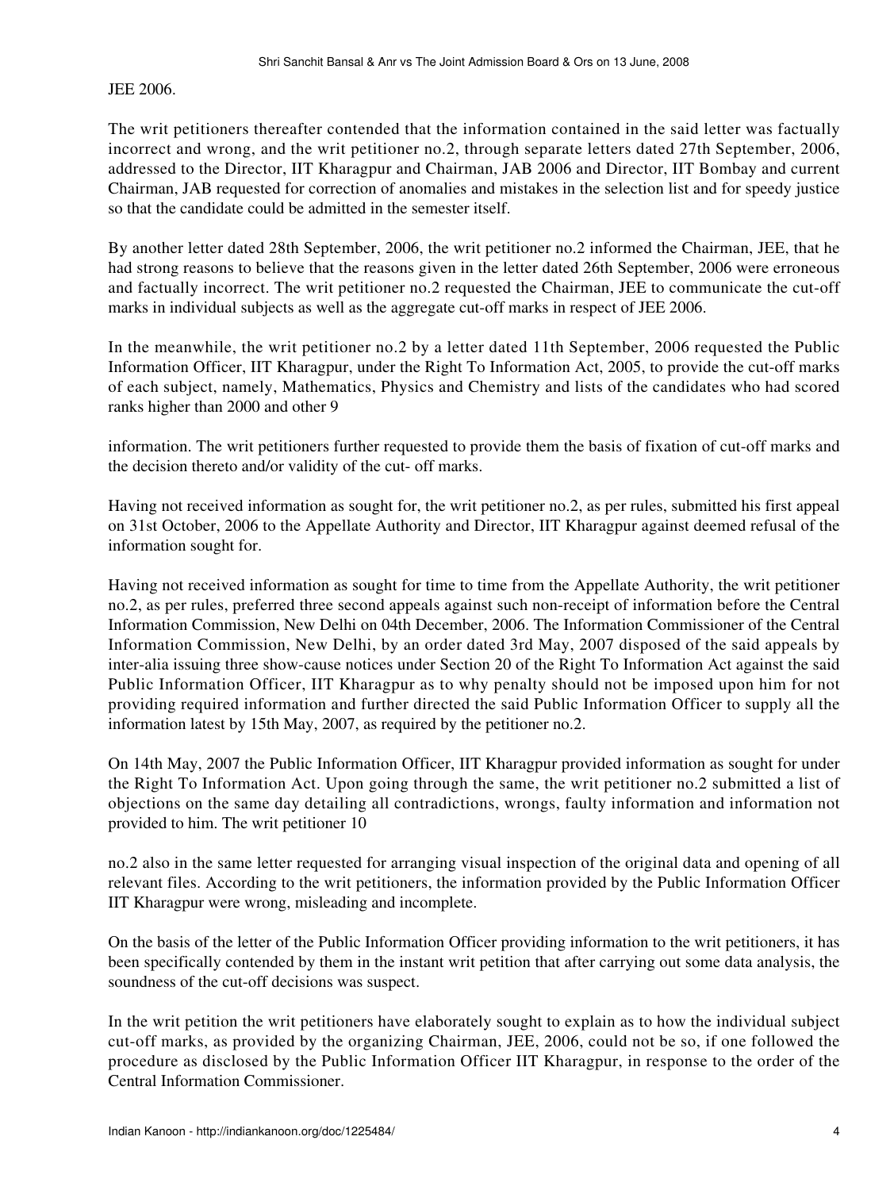JEE 2006.

The writ petitioners thereafter contended that the information contained in the said letter was factually incorrect and wrong, and the writ petitioner no.2, through separate letters dated 27th September, 2006, addressed to the Director, IIT Kharagpur and Chairman, JAB 2006 and Director, IIT Bombay and current Chairman, JAB requested for correction of anomalies and mistakes in the selection list and for speedy justice so that the candidate could be admitted in the semester itself.

By another letter dated 28th September, 2006, the writ petitioner no.2 informed the Chairman, JEE, that he had strong reasons to believe that the reasons given in the letter dated 26th September, 2006 were erroneous and factually incorrect. The writ petitioner no.2 requested the Chairman, JEE to communicate the cut-off marks in individual subjects as well as the aggregate cut-off marks in respect of JEE 2006.

In the meanwhile, the writ petitioner no.2 by a letter dated 11th September, 2006 requested the Public Information Officer, IIT Kharagpur, under the Right To Information Act, 2005, to provide the cut-off marks of each subject, namely, Mathematics, Physics and Chemistry and lists of the candidates who had scored ranks higher than 2000 and other 9

information. The writ petitioners further requested to provide them the basis of fixation of cut-off marks and the decision thereto and/or validity of the cut- off marks.

Having not received information as sought for, the writ petitioner no.2, as per rules, submitted his first appeal on 31st October, 2006 to the Appellate Authority and Director, IIT Kharagpur against deemed refusal of the information sought for.

Having not received information as sought for time to time from the Appellate Authority, the writ petitioner no.2, as per rules, preferred three second appeals against such non-receipt of information before the Central Information Commission, New Delhi on 04th December, 2006. The Information Commissioner of the Central Information Commission, New Delhi, by an order dated 3rd May, 2007 disposed of the said appeals by inter-alia issuing three show-cause notices under Section 20 of the Right To Information Act against the said Public Information Officer, IIT Kharagpur as to why penalty should not be imposed upon him for not providing required information and further directed the said Public Information Officer to supply all the information latest by 15th May, 2007, as required by the petitioner no.2.

On 14th May, 2007 the Public Information Officer, IIT Kharagpur provided information as sought for under the Right To Information Act. Upon going through the same, the writ petitioner no.2 submitted a list of objections on the same day detailing all contradictions, wrongs, faulty information and information not provided to him. The writ petitioner 10

no.2 also in the same letter requested for arranging visual inspection of the original data and opening of all relevant files. According to the writ petitioners, the information provided by the Public Information Officer IIT Kharagpur were wrong, misleading and incomplete.

On the basis of the letter of the Public Information Officer providing information to the writ petitioners, it has been specifically contended by them in the instant writ petition that after carrying out some data analysis, the soundness of the cut-off decisions was suspect.

In the writ petition the writ petitioners have elaborately sought to explain as to how the individual subject cut-off marks, as provided by the organizing Chairman, JEE, 2006, could not be so, if one followed the procedure as disclosed by the Public Information Officer IIT Kharagpur, in response to the order of the Central Information Commissioner.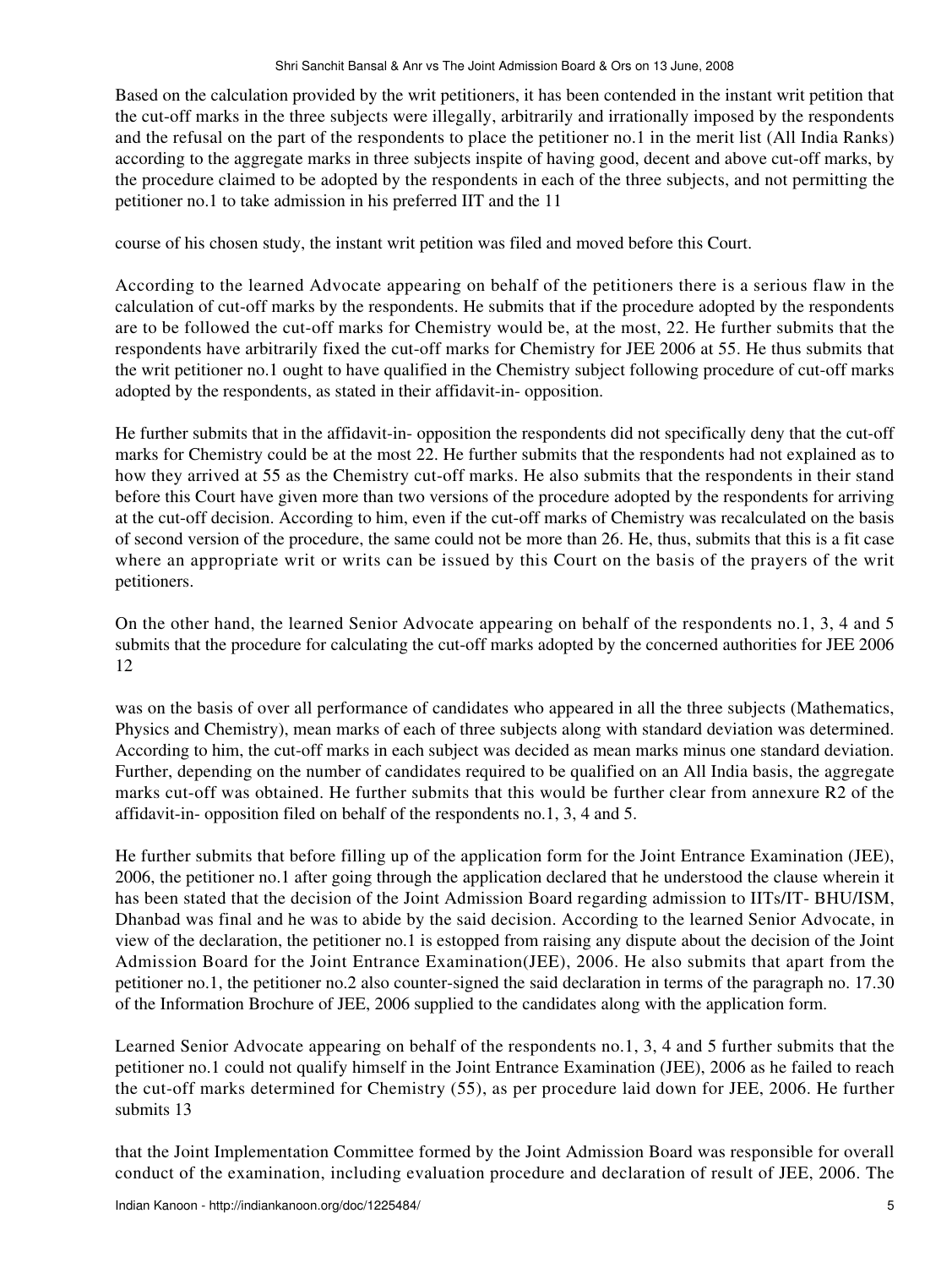Based on the calculation provided by the writ petitioners, it has been contended in the instant writ petition that the cut-off marks in the three subjects were illegally, arbitrarily and irrationally imposed by the respondents and the refusal on the part of the respondents to place the petitioner no.1 in the merit list (All India Ranks) according to the aggregate marks in three subjects inspite of having good, decent and above cut-off marks, by the procedure claimed to be adopted by the respondents in each of the three subjects, and not permitting the petitioner no.1 to take admission in his preferred IIT and the 11

course of his chosen study, the instant writ petition was filed and moved before this Court.

According to the learned Advocate appearing on behalf of the petitioners there is a serious flaw in the calculation of cut-off marks by the respondents. He submits that if the procedure adopted by the respondents are to be followed the cut-off marks for Chemistry would be, at the most, 22. He further submits that the respondents have arbitrarily fixed the cut-off marks for Chemistry for JEE 2006 at 55. He thus submits that the writ petitioner no.1 ought to have qualified in the Chemistry subject following procedure of cut-off marks adopted by the respondents, as stated in their affidavit-in- opposition.

He further submits that in the affidavit-in- opposition the respondents did not specifically deny that the cut-off marks for Chemistry could be at the most 22. He further submits that the respondents had not explained as to how they arrived at 55 as the Chemistry cut-off marks. He also submits that the respondents in their stand before this Court have given more than two versions of the procedure adopted by the respondents for arriving at the cut-off decision. According to him, even if the cut-off marks of Chemistry was recalculated on the basis of second version of the procedure, the same could not be more than 26. He, thus, submits that this is a fit case where an appropriate writ or writs can be issued by this Court on the basis of the prayers of the writ petitioners.

On the other hand, the learned Senior Advocate appearing on behalf of the respondents no.1, 3, 4 and 5 submits that the procedure for calculating the cut-off marks adopted by the concerned authorities for JEE 2006 12

was on the basis of over all performance of candidates who appeared in all the three subjects (Mathematics, Physics and Chemistry), mean marks of each of three subjects along with standard deviation was determined. According to him, the cut-off marks in each subject was decided as mean marks minus one standard deviation. Further, depending on the number of candidates required to be qualified on an All India basis, the aggregate marks cut-off was obtained. He further submits that this would be further clear from annexure R2 of the affidavit-in- opposition filed on behalf of the respondents no.1, 3, 4 and 5.

He further submits that before filling up of the application form for the Joint Entrance Examination (JEE), 2006, the petitioner no.1 after going through the application declared that he understood the clause wherein it has been stated that the decision of the Joint Admission Board regarding admission to IITs/IT- BHU/ISM, Dhanbad was final and he was to abide by the said decision. According to the learned Senior Advocate, in view of the declaration, the petitioner no.1 is estopped from raising any dispute about the decision of the Joint Admission Board for the Joint Entrance Examination(JEE), 2006. He also submits that apart from the petitioner no.1, the petitioner no.2 also counter-signed the said declaration in terms of the paragraph no. 17.30 of the Information Brochure of JEE, 2006 supplied to the candidates along with the application form.

Learned Senior Advocate appearing on behalf of the respondents no.1, 3, 4 and 5 further submits that the petitioner no.1 could not qualify himself in the Joint Entrance Examination (JEE), 2006 as he failed to reach the cut-off marks determined for Chemistry (55), as per procedure laid down for JEE, 2006. He further submits 13

that the Joint Implementation Committee formed by the Joint Admission Board was responsible for overall conduct of the examination, including evaluation procedure and declaration of result of JEE, 2006. The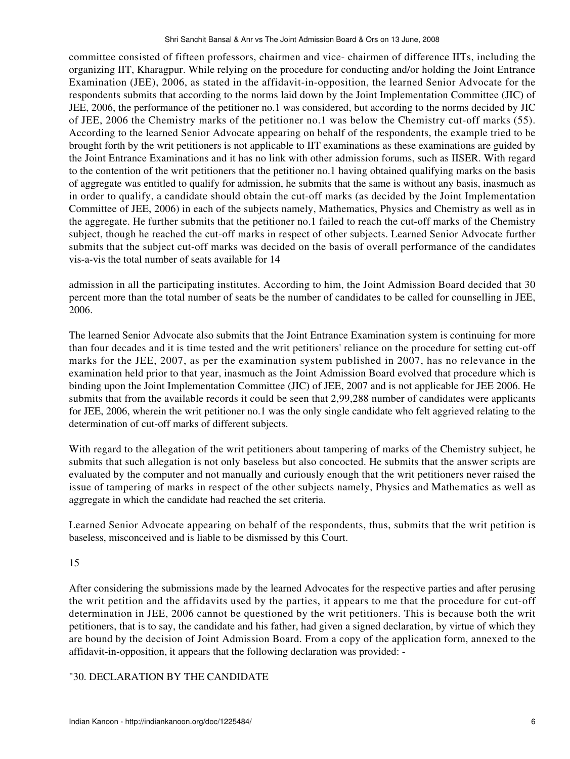committee consisted of fifteen professors, chairmen and vice- chairmen of difference IITs, including the organizing IIT, Kharagpur. While relying on the procedure for conducting and/or holding the Joint Entrance Examination (JEE), 2006, as stated in the affidavit-in-opposition, the learned Senior Advocate for the respondents submits that according to the norms laid down by the Joint Implementation Committee (JIC) of JEE, 2006, the performance of the petitioner no.1 was considered, but according to the norms decided by JIC of JEE, 2006 the Chemistry marks of the petitioner no.1 was below the Chemistry cut-off marks (55). According to the learned Senior Advocate appearing on behalf of the respondents, the example tried to be brought forth by the writ petitioners is not applicable to IIT examinations as these examinations are guided by the Joint Entrance Examinations and it has no link with other admission forums, such as IISER. With regard to the contention of the writ petitioners that the petitioner no.1 having obtained qualifying marks on the basis of aggregate was entitled to qualify for admission, he submits that the same is without any basis, inasmuch as in order to qualify, a candidate should obtain the cut-off marks (as decided by the Joint Implementation Committee of JEE, 2006) in each of the subjects namely, Mathematics, Physics and Chemistry as well as in the aggregate. He further submits that the petitioner no.1 failed to reach the cut-off marks of the Chemistry subject, though he reached the cut-off marks in respect of other subjects. Learned Senior Advocate further submits that the subject cut-off marks was decided on the basis of overall performance of the candidates vis-a-vis the total number of seats available for 14

admission in all the participating institutes. According to him, the Joint Admission Board decided that 30 percent more than the total number of seats be the number of candidates to be called for counselling in JEE, 2006.

The learned Senior Advocate also submits that the Joint Entrance Examination system is continuing for more than four decades and it is time tested and the writ petitioners' reliance on the procedure for setting cut-off marks for the JEE, 2007, as per the examination system published in 2007, has no relevance in the examination held prior to that year, inasmuch as the Joint Admission Board evolved that procedure which is binding upon the Joint Implementation Committee (JIC) of JEE, 2007 and is not applicable for JEE 2006. He submits that from the available records it could be seen that 2,99,288 number of candidates were applicants for JEE, 2006, wherein the writ petitioner no.1 was the only single candidate who felt aggrieved relating to the determination of cut-off marks of different subjects.

With regard to the allegation of the writ petitioners about tampering of marks of the Chemistry subject, he submits that such allegation is not only baseless but also concocted. He submits that the answer scripts are evaluated by the computer and not manually and curiously enough that the writ petitioners never raised the issue of tampering of marks in respect of the other subjects namely, Physics and Mathematics as well as aggregate in which the candidate had reached the set criteria.

Learned Senior Advocate appearing on behalf of the respondents, thus, submits that the writ petition is baseless, misconceived and is liable to be dismissed by this Court.

15

After considering the submissions made by the learned Advocates for the respective parties and after perusing the writ petition and the affidavits used by the parties, it appears to me that the procedure for cut-off determination in JEE, 2006 cannot be questioned by the writ petitioners. This is because both the writ petitioners, that is to say, the candidate and his father, had given a signed declaration, by virtue of which they are bound by the decision of Joint Admission Board. From a copy of the application form, annexed to the affidavit-in-opposition, it appears that the following declaration was provided: -

"30. DECLARATION BY THE CANDIDATE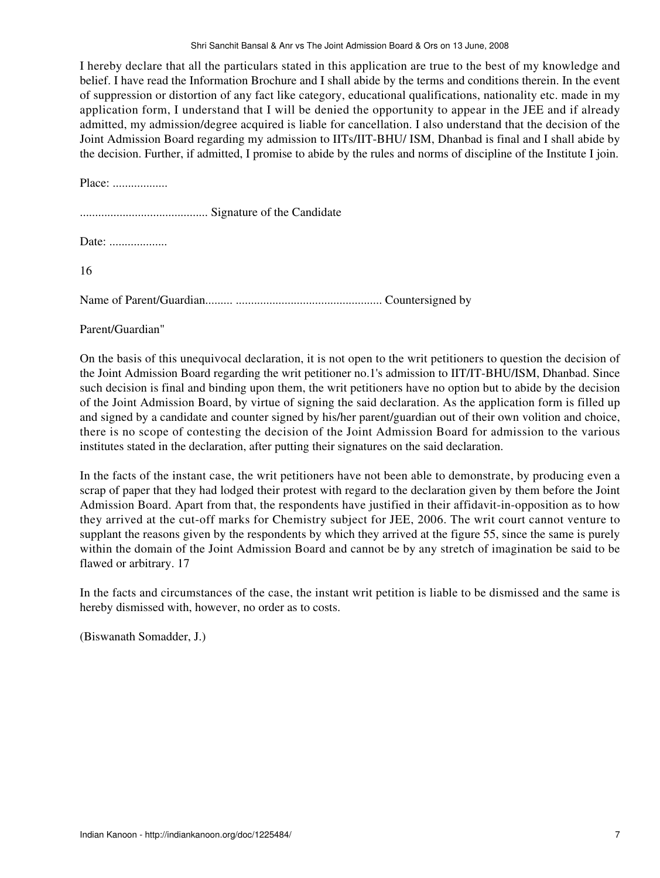I hereby declare that all the particulars stated in this application are true to the best of my knowledge and belief. I have read the Information Brochure and I shall abide by the terms and conditions therein. In the event of suppression or distortion of any fact like category, educational qualifications, nationality etc. made in my application form, I understand that I will be denied the opportunity to appear in the JEE and if already admitted, my admission/degree acquired is liable for cancellation. I also understand that the decision of the Joint Admission Board regarding my admission to IITs/IIT-BHU/ ISM, Dhanbad is final and I shall abide by the decision. Further, if admitted, I promise to abide by the rules and norms of discipline of the Institute I join.

Place: ..................

.......................................... Signature of the Candidate

Date: ...................

16

Name of Parent/Guardian......... ................................................ Countersigned by

Parent/Guardian"

On the basis of this unequivocal declaration, it is not open to the writ petitioners to question the decision of the Joint Admission Board regarding the writ petitioner no.1's admission to IIT/IT-BHU/ISM, Dhanbad. Since such decision is final and binding upon them, the writ petitioners have no option but to abide by the decision of the Joint Admission Board, by virtue of signing the said declaration. As the application form is filled up and signed by a candidate and counter signed by his/her parent/guardian out of their own volition and choice, there is no scope of contesting the decision of the Joint Admission Board for admission to the various institutes stated in the declaration, after putting their signatures on the said declaration.

In the facts of the instant case, the writ petitioners have not been able to demonstrate, by producing even a scrap of paper that they had lodged their protest with regard to the declaration given by them before the Joint Admission Board. Apart from that, the respondents have justified in their affidavit-in-opposition as to how they arrived at the cut-off marks for Chemistry subject for JEE, 2006. The writ court cannot venture to supplant the reasons given by the respondents by which they arrived at the figure 55, since the same is purely within the domain of the Joint Admission Board and cannot be by any stretch of imagination be said to be flawed or arbitrary. 17

In the facts and circumstances of the case, the instant writ petition is liable to be dismissed and the same is hereby dismissed with, however, no order as to costs.

(Biswanath Somadder, J.)